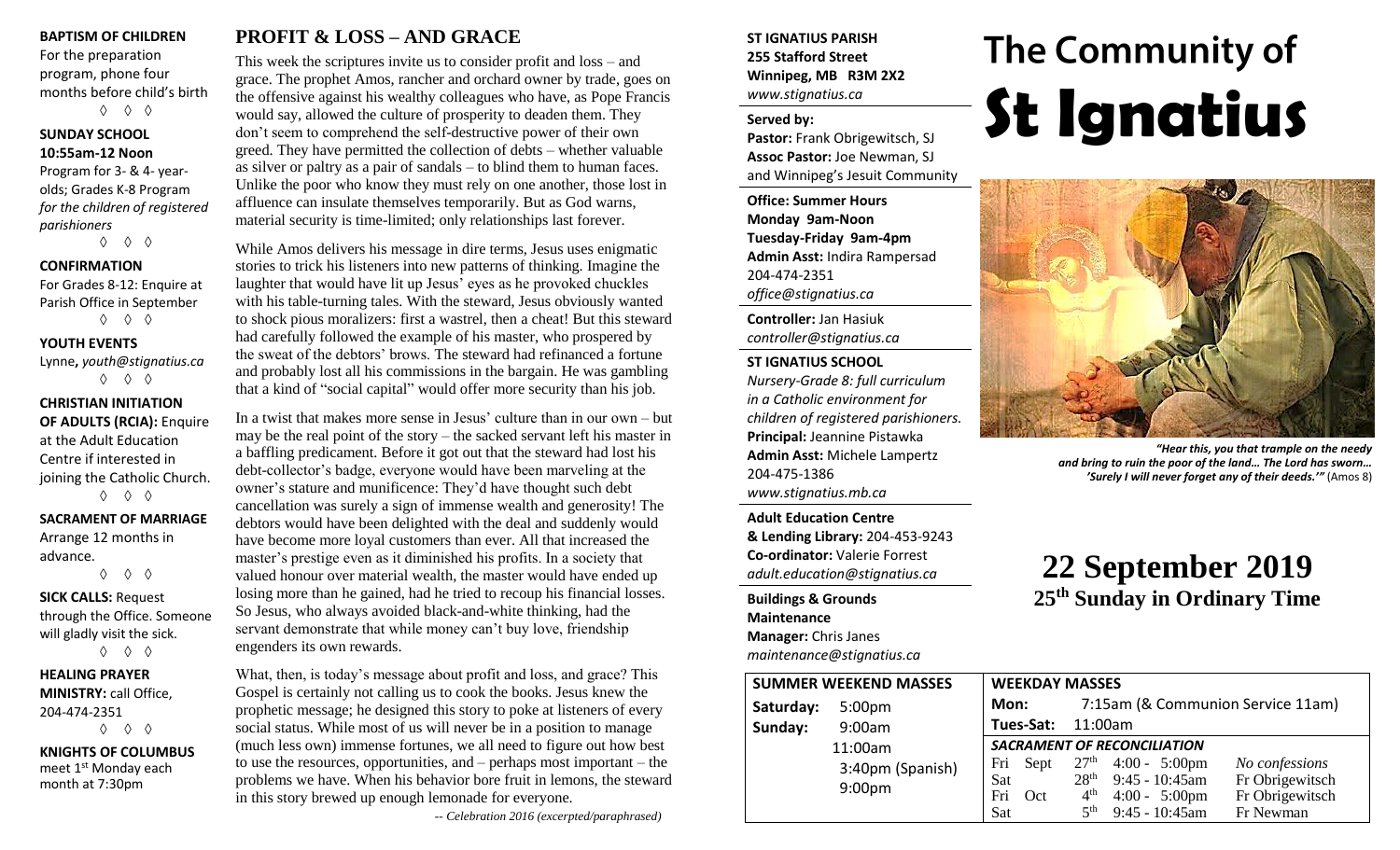**BAPTISM OF CHILDREN**
For the preparation program, phone four months before child's birth

◊ ◊ ◊

**SUNDAY SCHOOL**
**10:55am-12 Noon**
Program for 3- & 4- year-olds; Grades K-8 Program *for the children of registered parishioners*

◊ ◊ ◊

**CONFIRMATION**
For Grades 8-12: Enquire at Parish Office in September

◊ ◊ ◊

**YOUTH EVENTS**
Lynne, *youth@stignatius.ca*

◊ ◊ ◊

**CHRISTIAN INITIATION OF ADULTS (RCIA):** Enquire at the Adult Education Centre if interested in joining the Catholic Church.

◊ ◊ ◊

**SACRAMENT OF MARRIAGE**
Arrange 12 months in advance.

◊ ◊ ◊

**SICK CALLS:** Request through the Office. Someone will gladly visit the sick.

◊ ◊ ◊

**HEALING PRAYER MINISTRY:** call Office, 204-474-2351

◊ ◊ ◊

**KNIGHTS OF COLUMBUS**
meet 1st Monday each month at 7:30pm

## PROFIT & LOSS – AND GRACE

This week the scriptures invite us to consider profit and loss – and grace. The prophet Amos, rancher and orchard owner by trade, goes on the offensive against his wealthy colleagues who have, as Pope Francis would say, allowed the culture of prosperity to deaden them. They don't seem to comprehend the self-destructive power of their own greed. They have permitted the collection of debts – whether valuable as silver or paltry as a pair of sandals – to blind them to human faces. Unlike the poor who know they must rely on one another, those lost in affluence can insulate themselves temporarily. But as God warns, material security is time-limited; only relationships last forever.

While Amos delivers his message in dire terms, Jesus uses enigmatic stories to trick his listeners into new patterns of thinking. Imagine the laughter that would have lit up Jesus' eyes as he provoked chuckles with his table-turning tales. With the steward, Jesus obviously wanted to shock pious moralizers: first a wastrel, then a cheat! But this steward had carefully followed the example of his master, who prospered by the sweat of the debtors' brows. The steward had refinanced a fortune and probably lost all his commissions in the bargain. He was gambling that a kind of "social capital" would offer more security than his job.

In a twist that makes more sense in Jesus' culture than in our own – but may be the real point of the story – the sacked servant left his master in a baffling predicament. Before it got out that the steward had lost his debt-collector's badge, everyone would have been marveling at the owner's stature and munificence: They'd have thought such debt cancellation was surely a sign of immense wealth and generosity! The debtors would have been delighted with the deal and suddenly would have become more loyal customers than ever. All that increased the master's prestige even as it diminished his profits. In a society that valued honour over material wealth, the master would have ended up losing more than he gained, had he tried to recoup his financial losses. So Jesus, who always avoided black-and-white thinking, had the servant demonstrate that while money can't buy love, friendship engenders its own rewards.

What, then, is today's message about profit and loss, and grace? This Gospel is certainly not calling us to cook the books. Jesus knew the prophetic message; he designed this story to poke at listeners of every social status. While most of us will never be in a position to manage (much less own) immense fortunes, we all need to figure out how best to use the resources, opportunities, and – perhaps most important – the problems we have. When his behavior bore fruit in lemons, the steward in this story brewed up enough lemonade for everyone.

*-- Celebration 2016 (excerpted/paraphrased)*

**ST IGNATIUS PARISH**
**255 Stafford Street**
**Winnipeg, MB R3M 2X2**
*www.stignatius.ca*

**Served by:**
**Pastor:** Frank Obrigewitsch, SJ
**Assoc Pastor:** Joe Newman, SJ
and Winnipeg's Jesuit Community

**Office: Summer Hours**
**Monday 9am-Noon**
**Tuesday-Friday 9am-4pm**
**Admin Asst:** Indira Rampersad
204-474-2351
*office@stignatius.ca*

**Controller:** Jan Hasiuk
*controller@stignatius.ca*

**ST IGNATIUS SCHOOL**
*Nursery-Grade 8: full curriculum in a Catholic environment for children of registered parishioners.*
**Principal:** Jeannine Pistawka
**Admin Asst:** Michele Lampertz
204-475-1386
*www.stignatius.mb.ca*

**Adult Education Centre & Lending Library:** 204-453-9243
**Co-ordinator:** Valerie Forrest
*adult.education@stignatius.ca*

**Buildings & Grounds Maintenance Manager:** Chris Janes
*maintenance@stignatius.ca*

# The Community of St Ignatius

*"Hear this, you that trample on the needy and bring to ruin the poor of the land… The Lord has sworn… 'Surely I will never forget any of their deeds.'"* (Amos 8)

## 22 September 2019
### 25th Sunday in Ordinary Time

| SUMMER WEEKEND MASSES | |
|---|---|
| Saturday: | 5:00pm |
| Sunday: | 9:00am |
| | 11:00am |
| | 3:40pm (Spanish) |
| | 9:00pm |

**WEEKDAY MASSES**

| | | | | |
|---|---|---|---|---|
| Mon: | 7:15am (& Communion Service 11am) | | | |
| Tues-Sat: | 11:00am | | | |

***SACRAMENT OF RECONCILIATION***

| | | | | |
|---|---|---|---|---|
| Fri | Sept | 27th | 4:00 - 5:00pm | *No confessions* |
| Sat | | 28th | 9:45 - 10:45am | Fr Obrigewitsch |
| Fri | Oct | 4th | 4:00 - 5:00pm | Fr Obrigewitsch |
| Sat | | 5th | 9:45 - 10:45am | Fr Newman |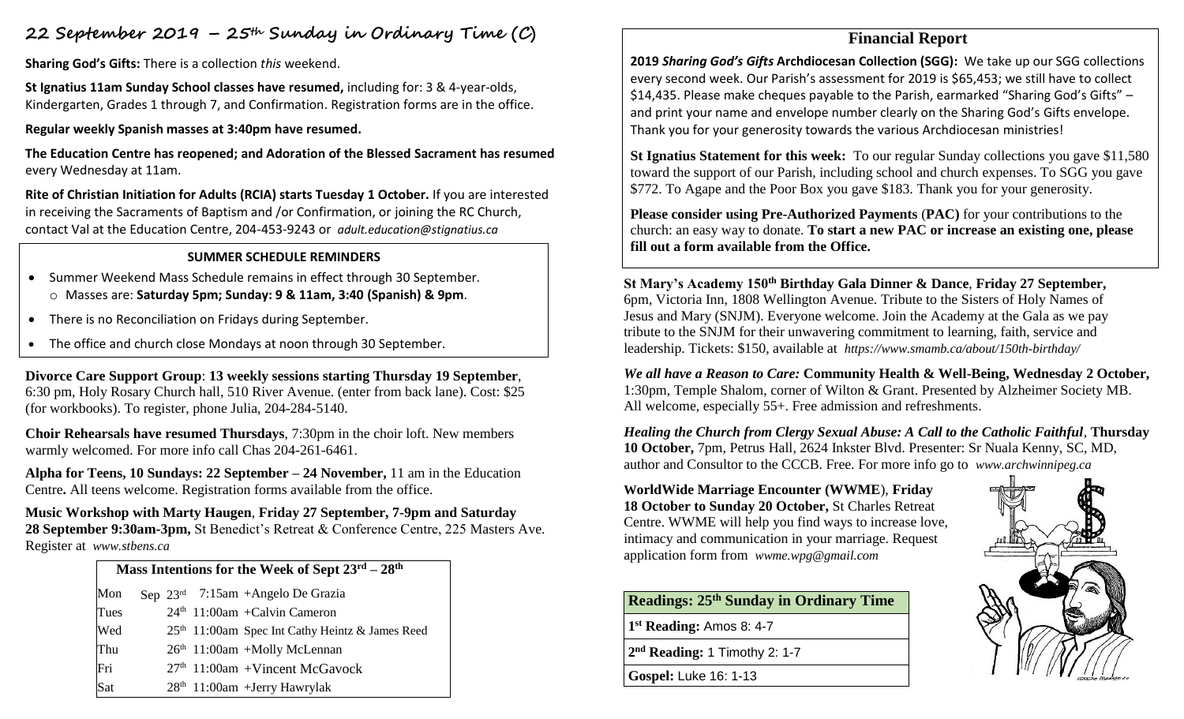# 22 September 2019 – 25th Sunday in Ordinary Time (C)

**Sharing God's Gifts:** There is a collection *this* weekend.

**St Ignatius 11am Sunday School classes have resumed,** including for: 3 & 4-year-olds, Kindergarten, Grades 1 through 7, and Confirmation. Registration forms are in the office.

**Regular weekly Spanish masses at 3:40pm have resumed.**

**The Education Centre has reopened; and Adoration of the Blessed Sacrament has resumed** every Wednesday at 11am.

**Rite of Christian Initiation for Adults (RCIA) starts Tuesday 1 October.** If you are interested in receiving the Sacraments of Baptism and /or Confirmation, or joining the RC Church, contact Val at the Education Centre, 204-453-9243 or *adult.education@stignatius.ca*

### SUMMER SCHEDULE REMINDERS

- Summer Weekend Mass Schedule remains in effect through 30 September.
  - Masses are: **Saturday 5pm; Sunday: 9 & 11am, 3:40 (Spanish) & 9pm**.
- There is no Reconciliation on Fridays during September.
- The office and church close Mondays at noon through 30 September.

**Divorce Care Support Group**: **13 weekly sessions starting Thursday 19 September**, 6:30 pm, Holy Rosary Church hall, 510 River Avenue. (enter from back lane). Cost: $25 (for workbooks). To register, phone Julia, 204-284-5140.

**Choir Rehearsals have resumed Thursdays**, 7:30pm in the choir loft. New members warmly welcomed. For more info call Chas 204-261-6461.

**Alpha for Teens, 10 Sundays: 22 September – 24 November,** 11 am in the Education Centre**.** All teens welcome. Registration forms available from the office.

**Music Workshop with Marty Haugen**, **Friday 27 September, 7-9pm and Saturday 28 September 9:30am-3pm,** St Benedict's Retreat & Conference Centre, 225 Masters Ave. Register at *www.stbens.ca*

| Mass Intentions for the Week of Sept 23rd – 28th | | | |
|---|---|---|---|
| Mon | Sep 23rd | 7:15am | +Angelo De Grazia |
| Tues | 24th | 11:00am | +Calvin Cameron |
| Wed | 25th | 11:00am | Spec Int Cathy Heintz & James Reed |
| Thu | 26th | 11:00am | +Molly McLennan |
| Fri | 27th | 11:00am | +Vincent McGavock |
| Sat | 28th | 11:00am | +Jerry Hawrylak |

## Financial Report

**2019 *Sharing God's Gifts* Archdiocesan Collection (SGG):** We take up our SGG collections every second week. Our Parish's assessment for 2019 is $65,453; we still have to collect $14,435. Please make cheques payable to the Parish, earmarked "Sharing God's Gifts" – and print your name and envelope number clearly on the Sharing God's Gifts envelope. Thank you for your generosity towards the various Archdiocesan ministries!

**St Ignatius Statement for this week:** To our regular Sunday collections you gave $11,580 toward the support of our Parish, including school and church expenses. To SGG you gave $772. To Agape and the Poor Box you gave $183. Thank you for your generosity.

**Please consider using Pre-Authorized Payments** (**PAC)** for your contributions to the church: an easy way to donate. **To start a new PAC or increase an existing one, please fill out a form available from the Office.**

**St Mary's Academy 150th Birthday Gala Dinner & Dance**, **Friday 27 September,** 6pm, Victoria Inn, 1808 Wellington Avenue. Tribute to the Sisters of Holy Names of Jesus and Mary (SNJM). Everyone welcome. Join the Academy at the Gala as we pay tribute to the SNJM for their unwavering commitment to learning, faith, service and leadership. Tickets: $150, available at *https://www.smamb.ca/about/150th-birthday/*

***We all have a Reason to Care:* Community Health & Well-Being, Wednesday 2 October,** 1:30pm, Temple Shalom, corner of Wilton & Grant. Presented by Alzheimer Society MB. All welcome, especially 55+. Free admission and refreshments.

***Healing the Church from Clergy Sexual Abuse: A Call to the Catholic Faithful*, Thursday 10 October,** 7pm, Petrus Hall, 2624 Inkster Blvd. Presenter: Sr Nuala Kenny, SC, MD, author and Consultor to the CCCB. Free. For more info go to *www.archwinnipeg.ca*

**WorldWide Marriage Encounter (WWME)**, **Friday 18 October to Sunday 20 October,** St Charles Retreat Centre. WWME will help you find ways to increase love, intimacy and communication in your marriage. Request application form from *wwme.wpg@gmail.com*

| Readings: 25th Sunday in Ordinary Time |
|---|
| 1st Reading: Amos 8: 4-7 |
| 2nd Reading: 1 Timothy 2: 1-7 |
| Gospel: Luke 16: 1-13 |